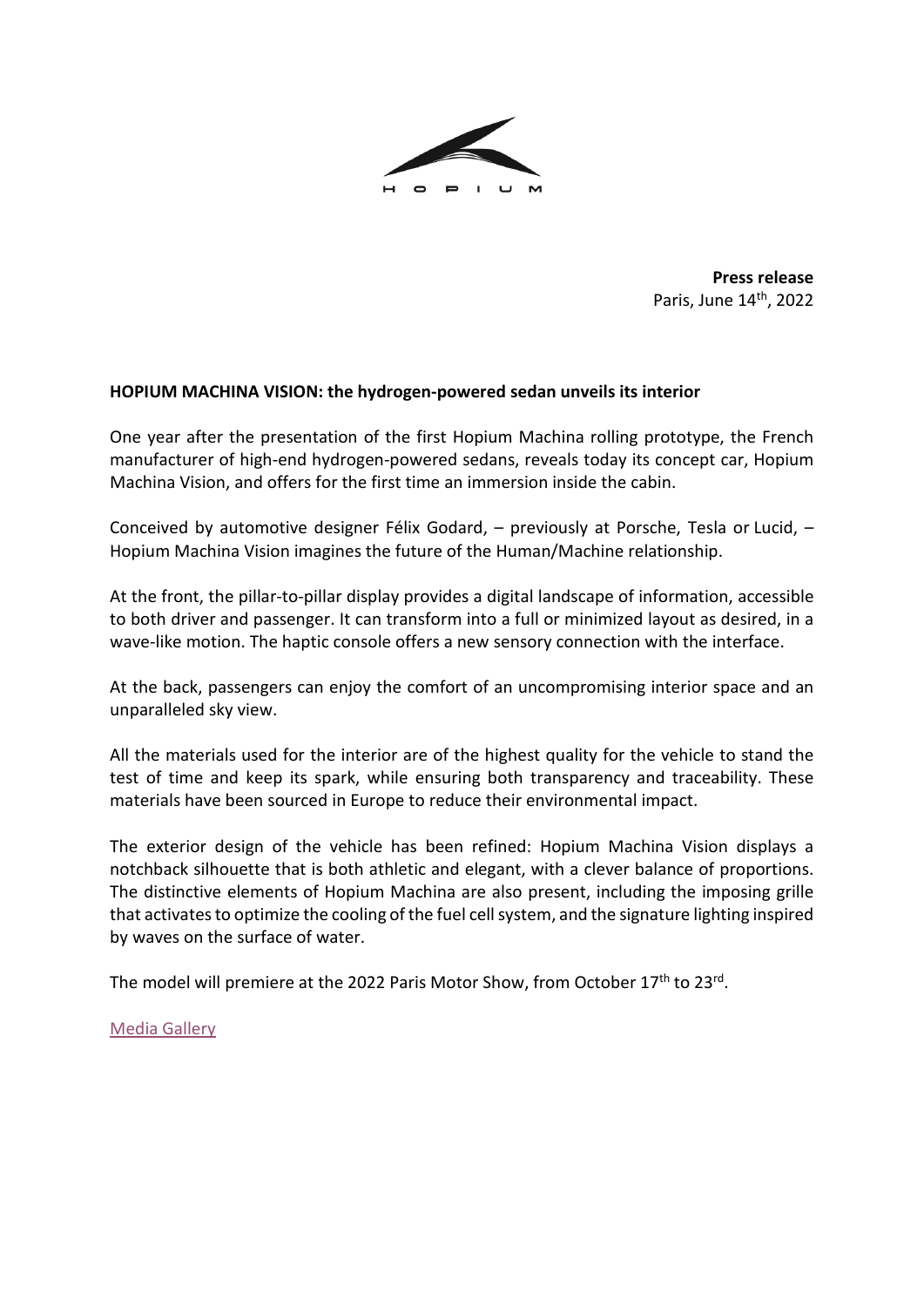H O P I U M

**Press release**
Paris, June 14th, 2022

**HOPIUM MACHINA VISION: the hydrogen-powered sedan unveils its interior**

One year after the presentation of the first Hopium Machina rolling prototype, the French manufacturer of high-end hydrogen-powered sedans, reveals today its concept car, Hopium Machina Vision, and offers for the first time an immersion inside the cabin.

Conceived by automotive designer Félix Godard, – previously at Porsche, Tesla or Lucid, – Hopium Machina Vision imagines the future of the Human/Machine relationship.

At the front, the pillar-to-pillar display provides a digital landscape of information, accessible to both driver and passenger. It can transform into a full or minimized layout as desired, in a wave-like motion. The haptic console offers a new sensory connection with the interface.

At the back, passengers can enjoy the comfort of an uncompromising interior space and an unparalleled sky view.

All the materials used for the interior are of the highest quality for the vehicle to stand the test of time and keep its spark, while ensuring both transparency and traceability. These materials have been sourced in Europe to reduce their environmental impact.

The exterior design of the vehicle has been refined: Hopium Machina Vision displays a notchback silhouette that is both athletic and elegant, with a clever balance of proportions. The distinctive elements of Hopium Machina are also present, including the imposing grille that activates to optimize the cooling of the fuel cell system, and the signature lighting inspired by waves on the surface of water.

The model will premiere at the 2022 Paris Motor Show, from October 17th to 23rd.

Media Gallery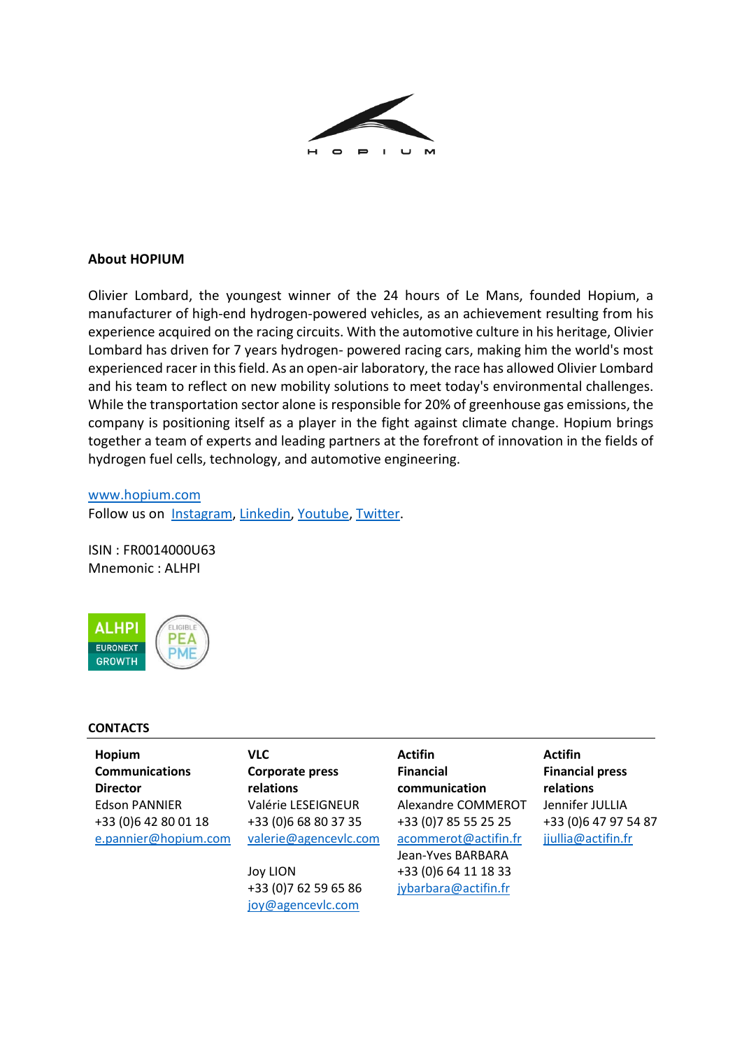H O P I U M

**About HOPIUM**

Olivier Lombard, the youngest winner of the 24 hours of Le Mans, founded Hopium, a manufacturer of high-end hydrogen-powered vehicles, as an achievement resulting from his experience acquired on the racing circuits. With the automotive culture in his heritage, Olivier Lombard has driven for 7 years hydrogen- powered racing cars, making him the world's most experienced racer in this field. As an open-air laboratory, the race has allowed Olivier Lombard and his team to reflect on new mobility solutions to meet today's environmental challenges. While the transportation sector alone is responsible for 20% of greenhouse gas emissions, the company is positioning itself as a player in the fight against climate change. Hopium brings together a team of experts and leading partners at the forefront of innovation in the fields of hydrogen fuel cells, technology, and automotive engineering.

www.hopium.com
Follow us on Instagram, Linkedin, Youtube, Twitter.

ISIN : FR0014000U63
Mnemonic : ALHPI

ALHPI EURONEXT GROWTH

ELIGIBLE PEA PME

**CONTACTS**

| **Hopium Communications Director** | **VLC Corporate press relations** | **Actifin Financial communication** | **Actifin Financial press relations** |
|---|---|---|---|
| Edson PANNIER<br>+33 (0)6 42 80 01 18<br>e.pannier@hopium.com | Valérie LESEIGNEUR<br>+33 (0)6 68 80 37 35<br>valerie@agencevlc.com<br><br>Joy LION<br>+33 (0)7 62 59 65 86<br>joy@agencevlc.com | Alexandre COMMEROT<br>+33 (0)7 85 55 25 25<br>acommerot@actifin.fr<br>Jean-Yves BARBARA<br>+33 (0)6 64 11 18 33<br>jybarbara@actifin.fr | Jennifer JULLIA<br>+33 (0)6 47 97 54 87<br>jjullia@actifin.fr |